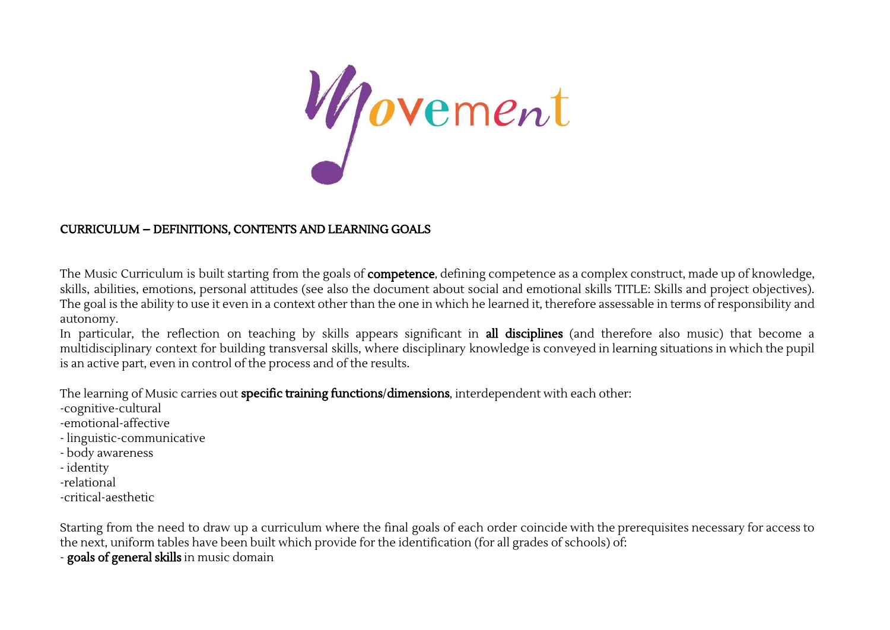Movement

# CURRICULUM – DEFINITIONS, CONTENTS AND LEARNING GOALS

The Music Curriculum is built starting from the goals of **competence**, defining competence as a complex construct, made up of knowledge, skills, abilities, emotions, personal attitudes (see also the document about social and emotional skills TITLE: Skills and project objectives). The goal is the ability to use it even in a context other than the one in which he learned it, therefore assessable in terms of responsibility and autonomy.

In particular, the reflection on teaching by skills appears significant in **all disciplines** (and therefore also music) that become a multidisciplinary context for building transversal skills, where disciplinary knowledge is conveyed in learning situations in which the pupil is an active part, even in control of the process and of the results.

The learning of Music carries out **specific training functions/dimensions**, interdependent with each other:

-cognitive-cultural
-emotional-affective
- linguistic-communicative
- body awareness
- identity
-relational
-critical-aesthetic

Starting from the need to draw up a curriculum where the final goals of each order coincide with the prerequisites necessary for access to the next, uniform tables have been built which provide for the identification (for all grades of schools) of:

- **goals of general skills** in music domain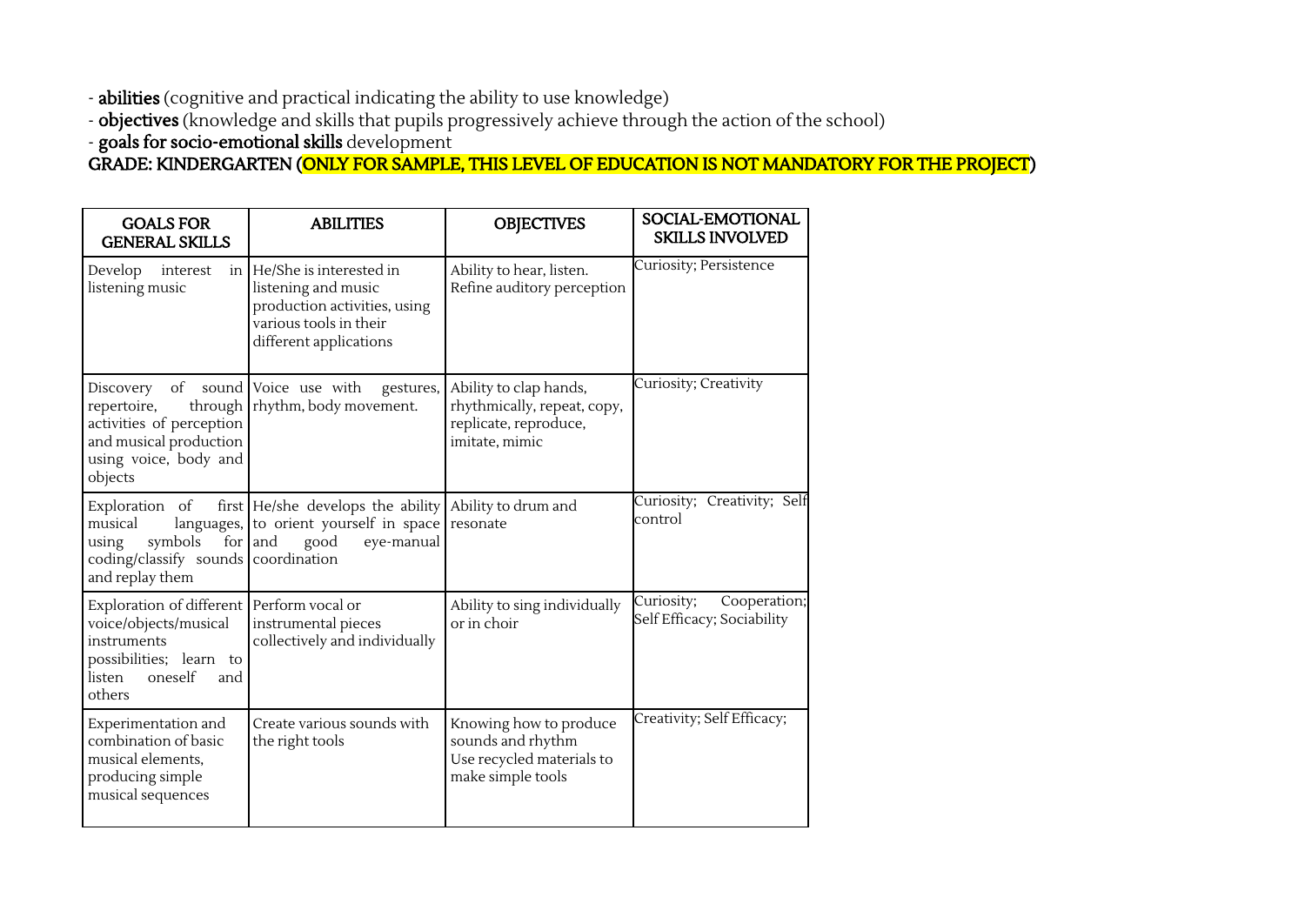- **abilities** (cognitive and practical indicating the ability to use knowledge)
- **objectives** (knowledge and skills that pupils progressively achieve through the action of the school)
- **goals for socio-emotional skills** development

**GRADE: KINDERGARTEN (ONLY FOR SAMPLE, THIS LEVEL OF EDUCATION IS NOT MANDATORY FOR THE PROJECT)**

| GOALS FOR GENERAL SKILLS | ABILITIES | OBJECTIVES | SOCIAL-EMOTIONAL SKILLS INVOLVED |
|---|---|---|---|
| Develop interest in listening music | He/She is interested in listening and music production activities, using various tools in their different applications | Ability to hear, listen. Refine auditory perception | Curiosity; Persistence |
| Discovery of sound repertoire, through activities of perception and musical production using voice, body and objects | Voice use with gestures, rhythm, body movement. | Ability to clap hands, rhythmically, repeat, copy, replicate, reproduce, imitate, mimic | Curiosity; Creativity |
| Exploration of first musical languages, using symbols for coding/classify sounds and replay them | He/she develops the ability to orient yourself in space and good eye-manual coordination | Ability to drum and resonate | Curiosity; Creativity; Self control |
| Exploration of different voice/objects/musical instruments possibilities; learn to listen oneself and others | Perform vocal or instrumental pieces collectively and individually | Ability to sing individually or in choir | Curiosity; Cooperation; Self Efficacy; Sociability |
| Experimentation and combination of basic musical elements, producing simple musical sequences | Create various sounds with the right tools | Knowing how to produce sounds and rhythm Use recycled materials to make simple tools | Creativity; Self Efficacy; |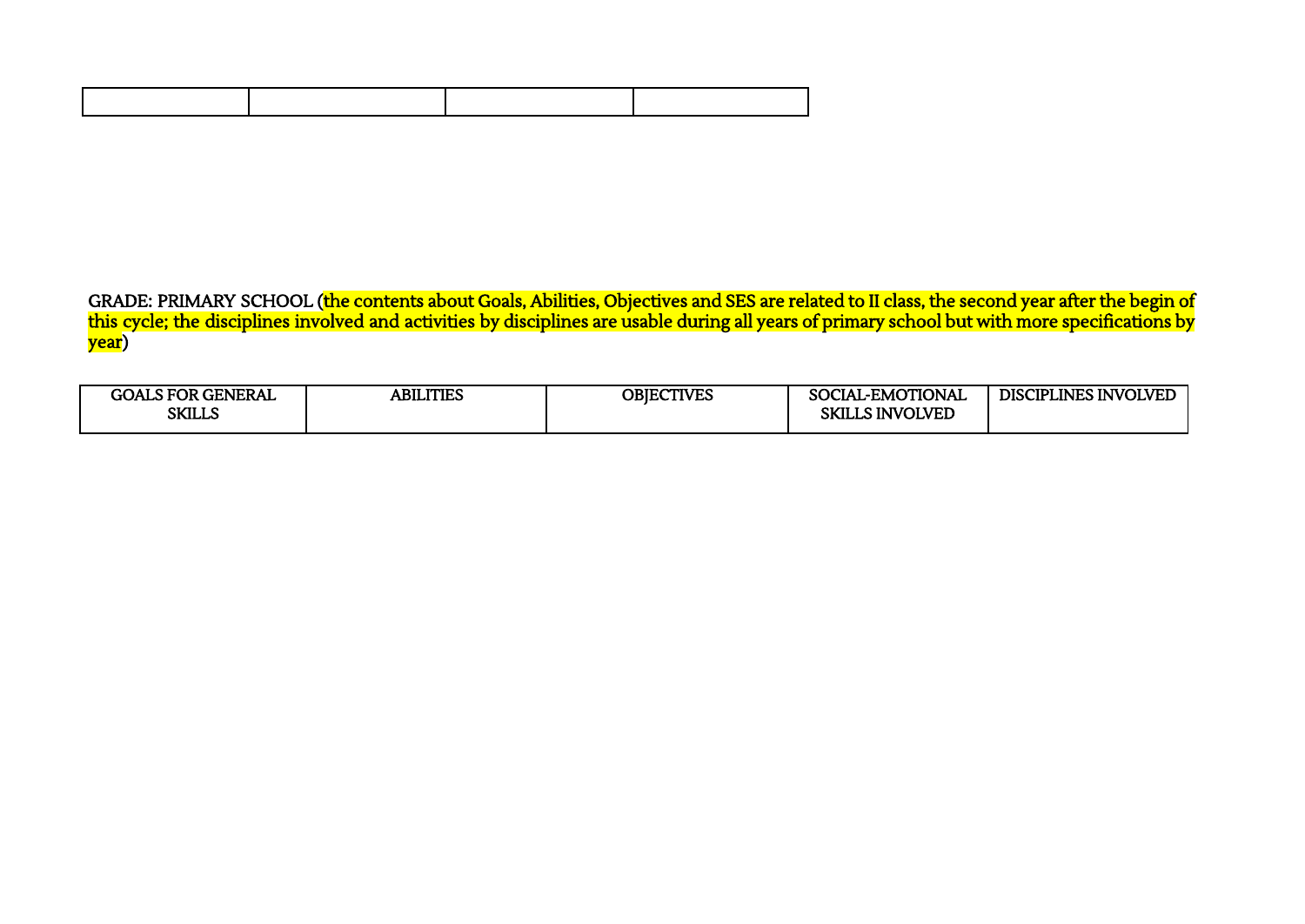| | | | |
|---|---|---|---|
| | | | |

GRADE: PRIMARY SCHOOL (the contents about Goals, Abilities, Objectives and SES are related to II class, the second year after the begin of this cycle; the disciplines involved and activities by disciplines are usable during all years of primary school but with more specifications by year)

| GOALS FOR GENERAL SKILLS | ABILITIES | OBJECTIVES | SOCIAL-EMOTIONAL SKILLS INVOLVED | DISCIPLINES INVOLVED |
|---|---|---|---|---|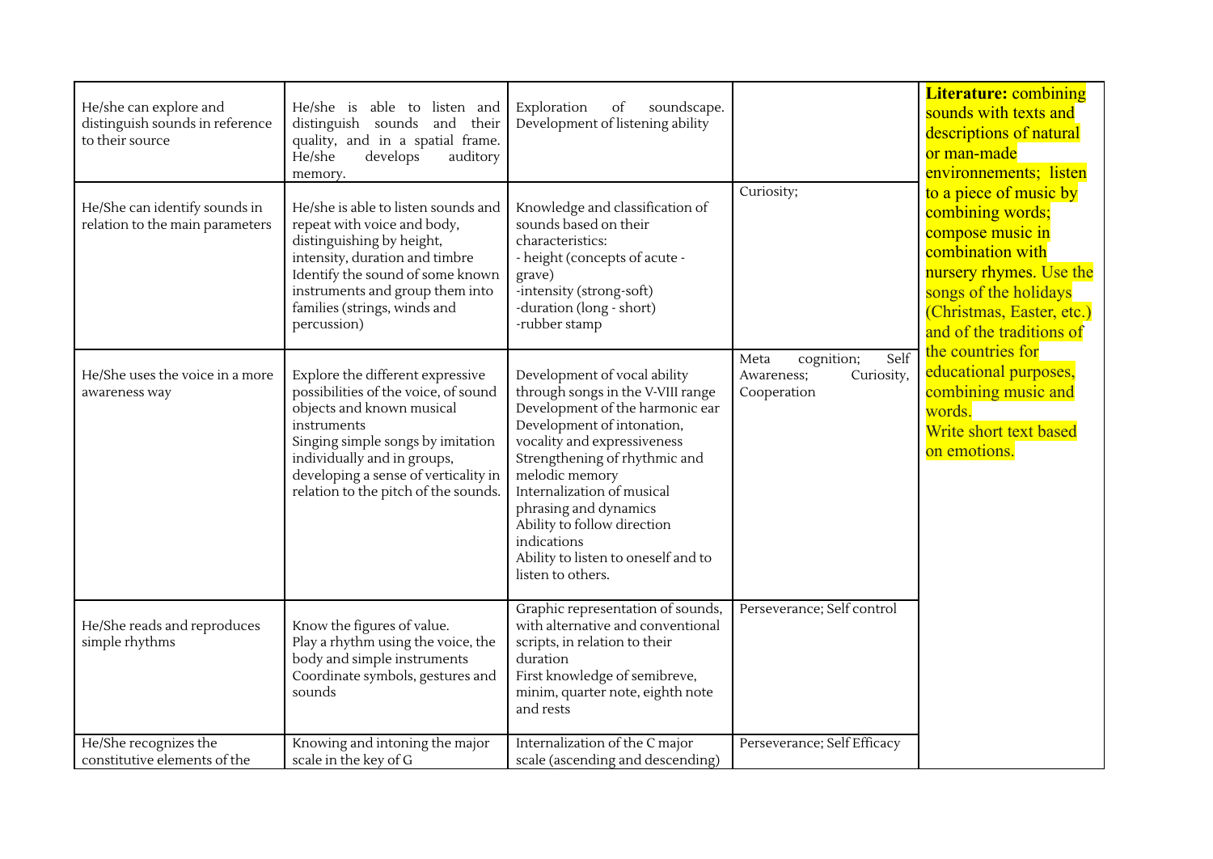| | | | | |
|---|---|---|---|---|
| He/she can explore and distinguish sounds in reference to their source | He/she is able to listen and distinguish sounds and their quality, and in a spatial frame. He/she develops auditory memory. | Exploration of soundscape. Development of listening ability | | **Literature:** combining sounds with texts and descriptions of natural or man-made environnements; listen to a piece of music by combining words; compose music in combination with nursery rhymes. Use the songs of the holidays (Christmas, Easter, etc.) and of the traditions of the countries for educational purposes, combining music and words.<br>Write short text based on emotions. |
| He/She can identify sounds in relation to the main parameters | He/she is able to listen sounds and repeat with voice and body, distinguishing by height, intensity, duration and timbre<br>Identify the sound of some known instruments and group them into families (strings, winds and percussion) | Knowledge and classification of sounds based on their characteristics:<br>- height (concepts of acute - grave)<br>-intensity (strong-soft)<br>-duration (long - short)<br>-rubber stamp | Curiosity; | |
| He/She uses the voice in a more awareness way | Explore the different expressive possibilities of the voice, of sound objects and known musical instruments<br>Singing simple songs by imitation individually and in groups, developing a sense of verticality in relation to the pitch of the sounds. | Development of vocal ability through songs in the V-VIII range<br>Development of the harmonic ear<br>Development of intonation, vocality and expressiveness<br>Strengthening of rhythmic and melodic memory<br>Internalization of musical phrasing and dynamics<br>Ability to follow direction indications<br>Ability to listen to oneself and to listen to others. | Meta cognition; Self Awareness; Curiosity, Cooperation | |
| He/She reads and reproduces simple rhythms | Know the figures of value.<br>Play a rhythm using the voice, the body and simple instruments<br>Coordinate symbols, gestures and sounds | Graphic representation of sounds, with alternative and conventional scripts, in relation to their duration<br>First knowledge of semibreve, minim, quarter note, eighth note and rests | Perseverance; Self control | |
| He/She recognizes the constitutive elements of the | Knowing and intoning the major scale in the key of G | Internalization of the C major scale (ascending and descending) | Perseverance; Self Efficacy | |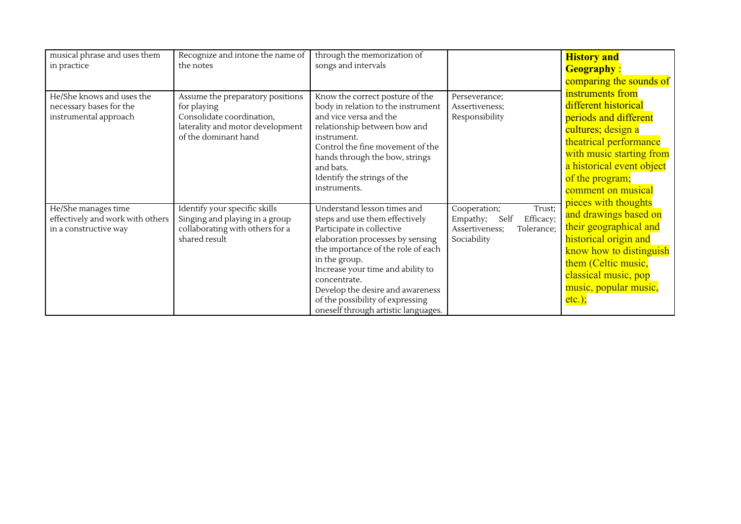| | | | | |
|---|---|---|---|---|
| musical phrase and uses them in practice | Recognize and intone the name of the notes | through the memorization of songs and intervals | | **History and Geography** : comparing the sounds of instruments from different historical periods and different cultures; design a theatrical performance with music starting from a historical event object of the program; comment on musical pieces with thoughts and drawings based on their geographical and historical origin and know how to distinguish them (Celtic music, classical music, pop music, popular music, etc.); |
| He/She knows and uses the necessary bases for the instrumental approach | Assume the preparatory positions for playing<br>Consolidate coordination, laterality and motor development of the dominant hand | Know the correct posture of the body in relation to the instrument and vice versa and the relationship between bow and instrument.<br>Control the fine movement of the hands through the bow, strings and bats.<br>Identify the strings of the instruments. | Perseverance;<br>Assertiveness;<br>Responsibility | |
| He/She manages time effectively and work with others in a constructive way | Identify your specific skills<br>Singing and playing in a group collaborating with others for a shared result | Understand lesson times and steps and use them effectively<br>Participate in collective elaboration processes by sensing the importance of the role of each in the group.<br>Increase your time and ability to concentrate.<br>Develop the desire and awareness of the possibility of expressing oneself through artistic languages. | Cooperation; Trust; Empathy; Self Efficacy; Assertiveness; Tolerance; Sociability | |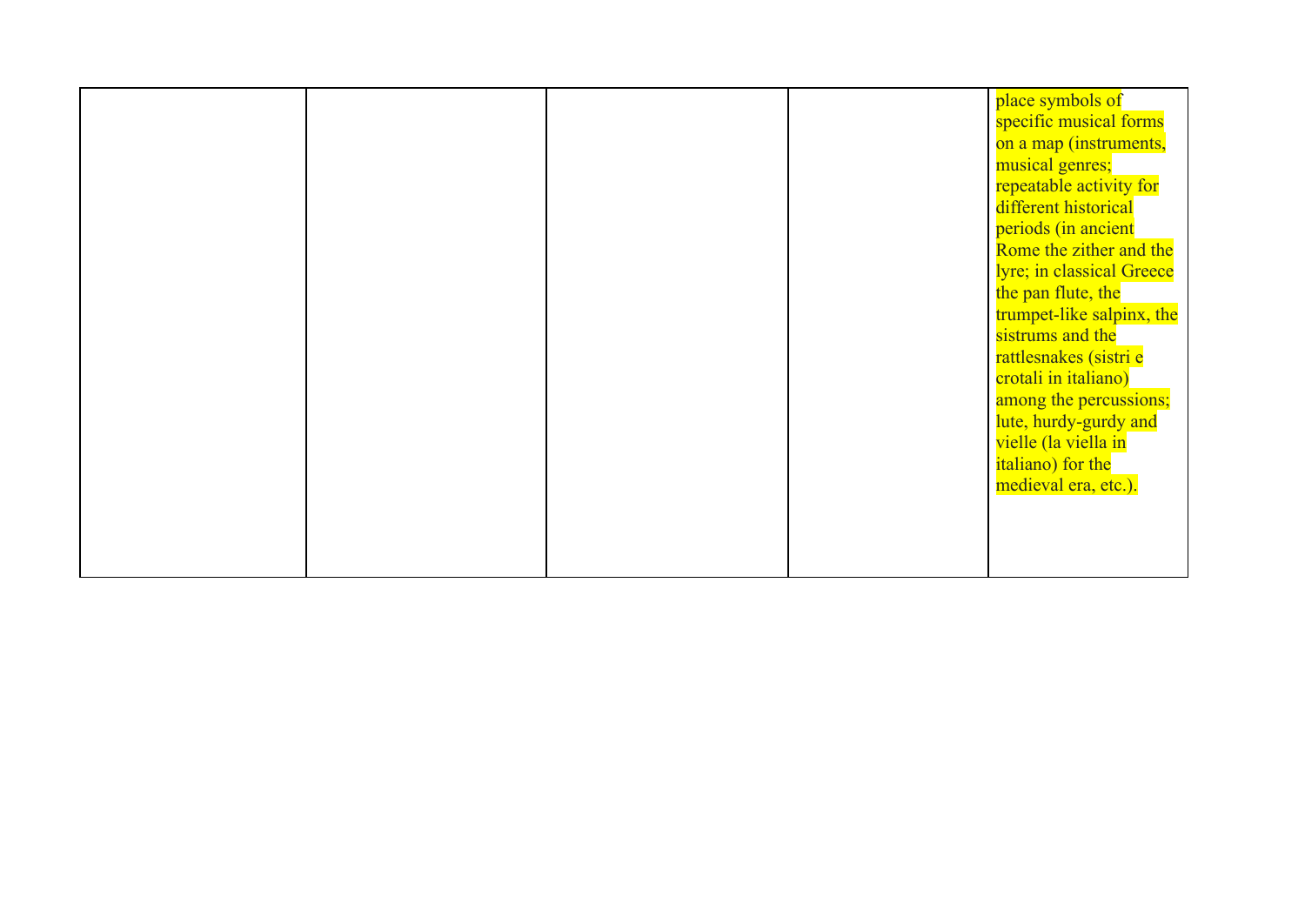| | | | | |
|---|---|---|---|---|
| | | | | place symbols of specific musical forms on a map (instruments, musical genres; repeatable activity for different historical periods (in ancient Rome the zither and the lyre; in classical Greece the pan flute, the trumpet-like salpinx, the sistrums and the rattlesnakes (sistri e crotali in italiano) among the percussions; lute, hurdy-gurdy and vielle (la viella in italiano) for the medieval era, etc.). |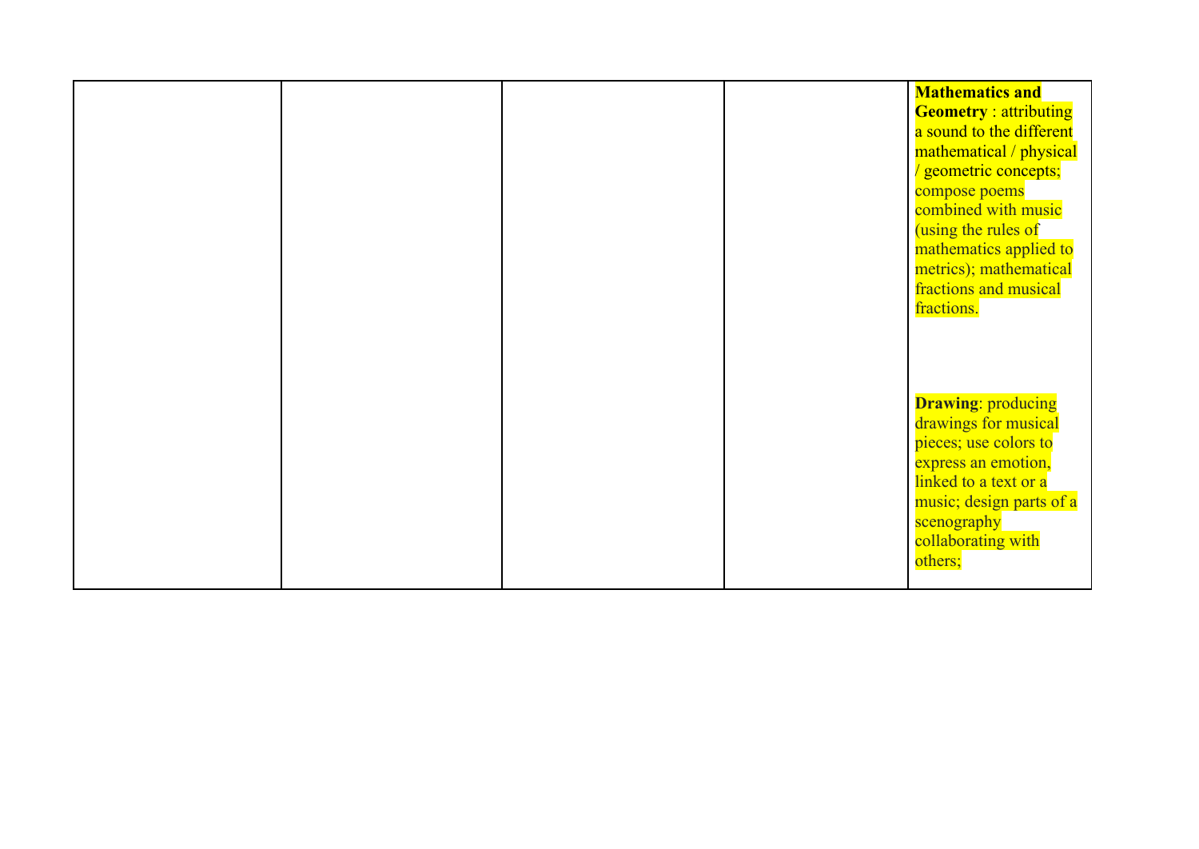|  |  |  |  |  |
|---|---|---|---|---|
|  |  |  |  | **Mathematics and Geometry** : attributing a sound to the different mathematical / physical / geometric concepts; compose poems combined with music (using the rules of mathematics applied to metrics); mathematical fractions and musical fractions.<br><br>**Drawing**: producing drawings for musical pieces; use colors to express an emotion, linked to a text or a music; design parts of a scenography collaborating with others; |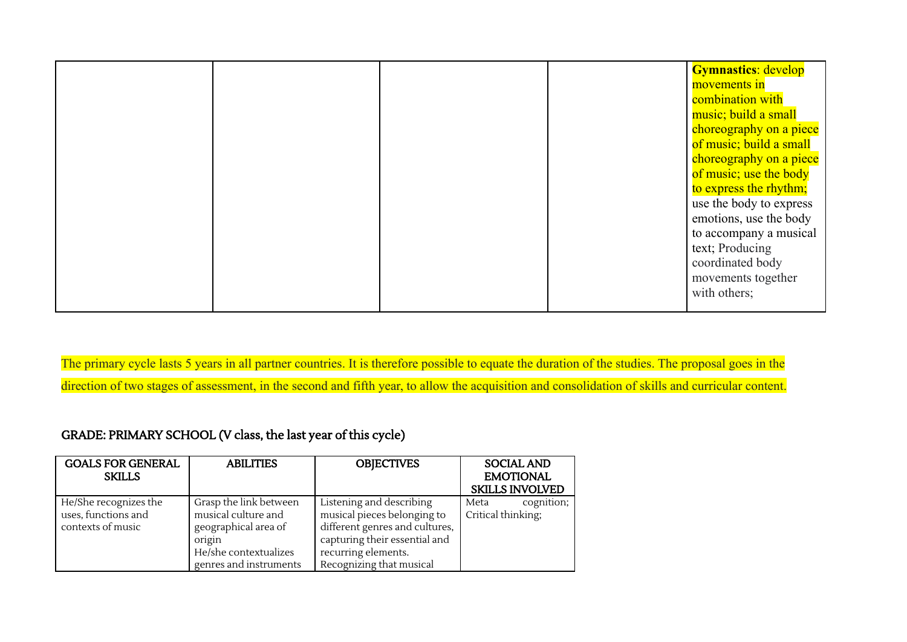| | | | | **Gymnastics**: develop movements in combination with music; build a small choreography on a piece of music; build a small choreography on a piece of music; use the body to express the rhythm; use the body to express emotions, use the body to accompany a musical text; Producing coordinated body movements together with others; |
|---|---|---|---|---|

The primary cycle lasts 5 years in all partner countries. It is therefore possible to equate the duration of the studies. The proposal goes in the direction of two stages of assessment, in the second and fifth year, to allow the acquisition and consolidation of skills and curricular content.

## GRADE: PRIMARY SCHOOL (V class, the last year of this cycle)

| GOALS FOR GENERAL SKILLS | ABILITIES | OBJECTIVES | SOCIAL AND EMOTIONAL SKILLS INVOLVED |
|---|---|---|---|
| He/She recognizes the uses, functions and contexts of music | Grasp the link between musical culture and geographical area of origin<br>He/she contextualizes genres and instruments | Listening and describing musical pieces belonging to different genres and cultures, capturing their essential and recurring elements.<br>Recognizing that musical | Meta cognition; Critical thinking; |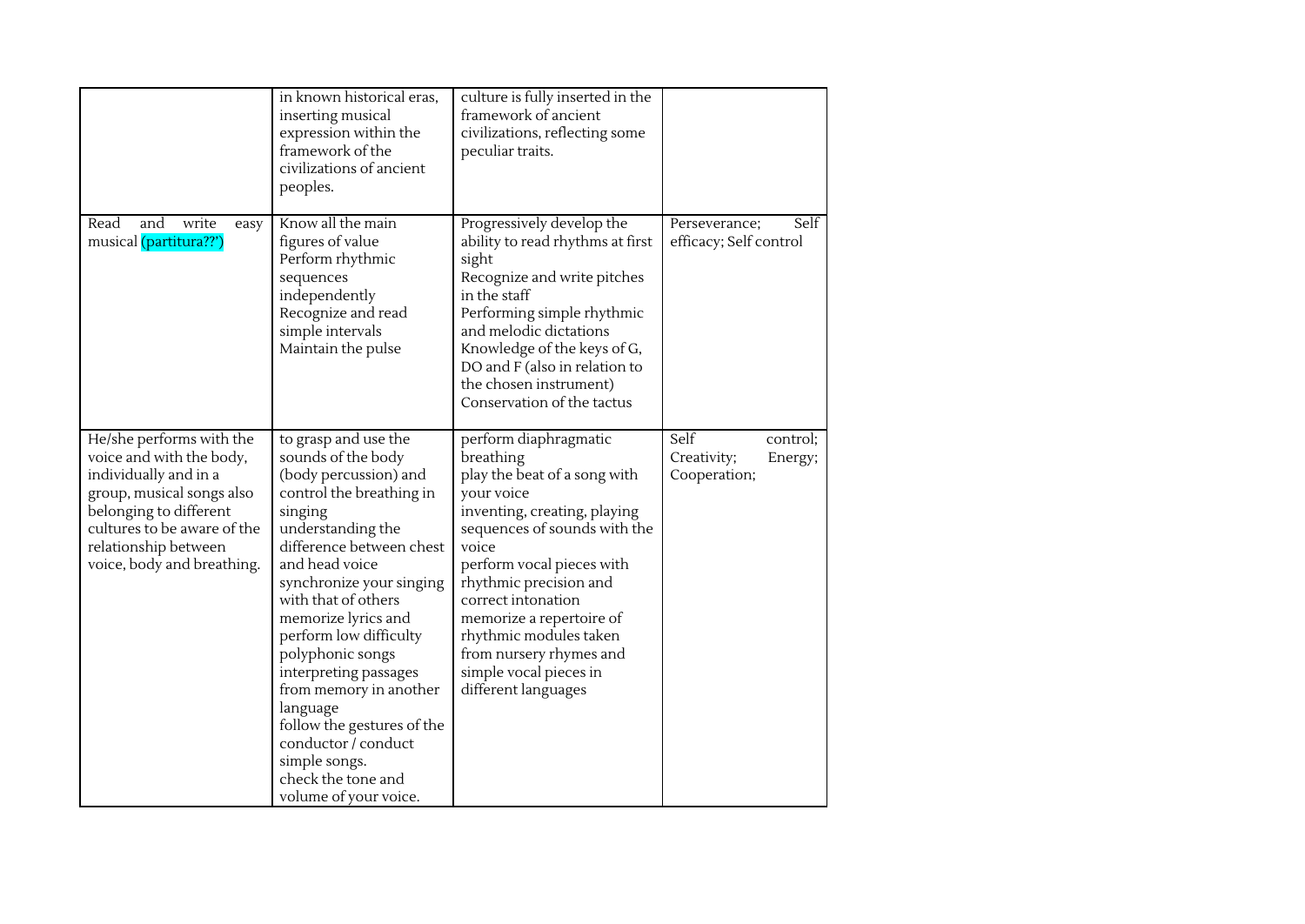| | | | |
|---|---|---|---|
| | in known historical eras, inserting musical expression within the framework of the civilizations of ancient peoples. | culture is fully inserted in the framework of ancient civilizations, reflecting some peculiar traits. | |
| Read and write easy musical (partitura??') | Know all the main figures of value<br>Perform rhythmic sequences independently<br>Recognize and read simple intervals<br>Maintain the pulse | Progressively develop the ability to read rhythms at first sight<br>Recognize and write pitches in the staff<br>Performing simple rhythmic and melodic dictations<br>Knowledge of the keys of G, DO and F (also in relation to the chosen instrument)<br>Conservation of the tactus | Perseverance; Self efficacy; Self control |
| He/she performs with the voice and with the body, individually and in a group, musical songs also belonging to different cultures to be aware of the relationship between voice, body and breathing. | to grasp and use the sounds of the body (body percussion) and control the breathing in singing<br>understanding the difference between chest and head voice<br>synchronize your singing with that of others<br>memorize lyrics and perform low difficulty polyphonic songs<br>interpreting passages from memory in another language<br>follow the gestures of the conductor / conduct simple songs.<br>check the tone and volume of your voice. | perform diaphragmatic breathing<br>play the beat of a song with your voice<br>inventing, creating, playing sequences of sounds with the voice<br>perform vocal pieces with rhythmic precision and correct intonation<br>memorize a repertoire of rhythmic modules taken from nursery rhymes and simple vocal pieces in different languages | Self control; Creativity; Energy; Cooperation; |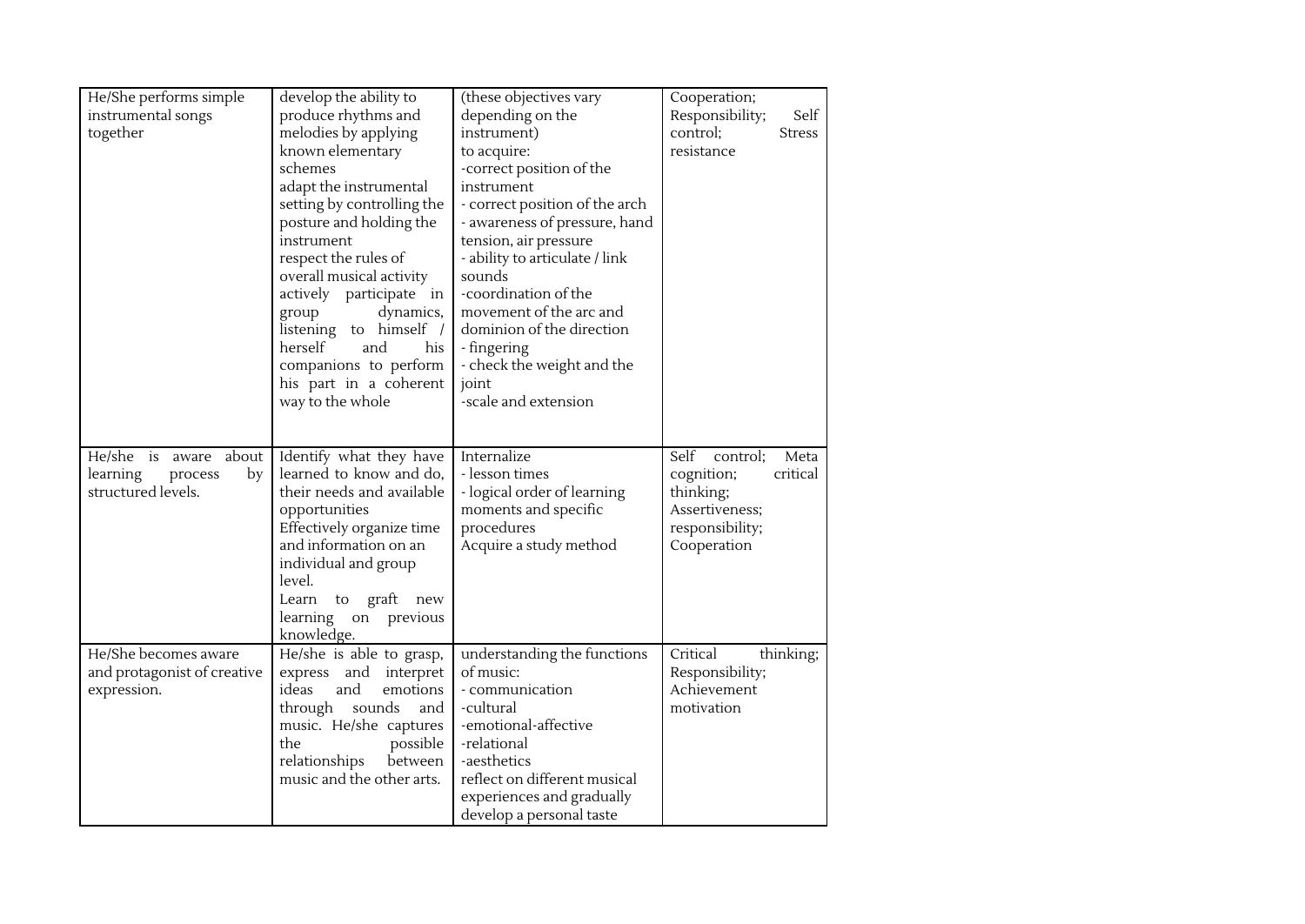| He/She performs simple instrumental songs together | develop the ability to produce rhythms and melodies by applying known elementary schemes<br>adapt the instrumental setting by controlling the posture and holding the instrument<br>respect the rules of overall musical activity<br>actively participate in group dynamics, listening to himself / herself and his companions to perform his part in a coherent way to the whole | (these objectives vary depending on the instrument)<br>to acquire:<br>-correct position of the instrument<br>- correct position of the arch<br>- awareness of pressure, hand tension, air pressure<br>- ability to articulate / link sounds<br>-coordination of the movement of the arc and dominion of the direction<br>- fingering<br>- check the weight and the joint<br>-scale and extension | Cooperation; Responsibility; Self control; Stress resistance |
|---|---|---|---|
| He/she is aware about learning process by structured levels. | Identify what they have learned to know and do, their needs and available opportunities<br>Effectively organize time and information on an individual and group level.<br>Learn to graft new learning on previous knowledge. | Internalize<br>- lesson times<br>- logical order of learning moments and specific procedures<br>Acquire a study method | Self control; Meta cognition; critical thinking; Assertiveness; responsibility; Cooperation |
| He/She becomes aware and protagonist of creative expression. | He/she is able to grasp, express and interpret ideas and emotions through sounds and music. He/she captures the possible relationships between music and the other arts. | understanding the functions of music:<br>- communication<br>-cultural<br>-emotional-affective<br>-relational<br>-aesthetics<br>reflect on different musical experiences and gradually develop a personal taste | Critical thinking; Responsibility; Achievement motivation |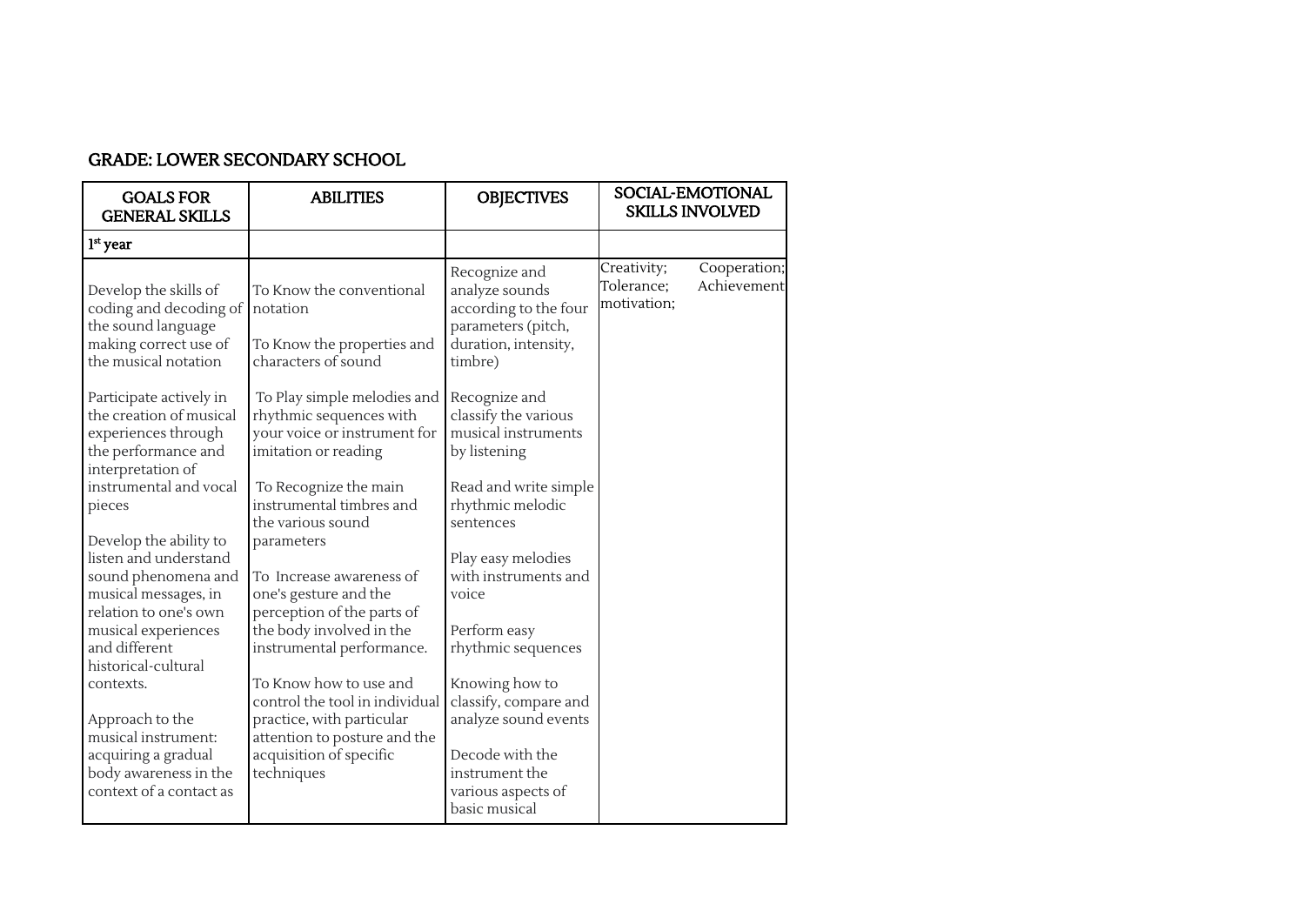GRADE: LOWER SECONDARY SCHOOL

| GOALS FOR GENERAL SKILLS | ABILITIES | OBJECTIVES | SOCIAL-EMOTIONAL SKILLS INVOLVED |
|---|---|---|---|
| 1st year | | | |
| Develop the skills of coding and decoding of the sound language making correct use of the musical notation<br><br>Participate actively in the creation of musical experiences through the performance and interpretation of instrumental and vocal pieces<br><br>Develop the ability to listen and understand sound phenomena and musical messages, in relation to one's own musical experiences and different historical-cultural contexts.<br><br>Approach to the musical instrument: acquiring a gradual body awareness in the context of a contact as | To Know the conventional notation<br><br>To Know the properties and characters of sound<br><br>To Play simple melodies and rhythmic sequences with your voice or instrument for imitation or reading<br><br>To Recognize the main instrumental timbres and the various sound parameters<br><br>To Increase awareness of one's gesture and the perception of the parts of the body involved in the instrumental performance.<br><br>To Know how to use and control the tool in individual practice, with particular attention to posture and the acquisition of specific techniques | Recognize and analyze sounds according to the four parameters (pitch, duration, intensity, timbre)<br><br>Recognize and classify the various musical instruments by listening<br><br>Read and write simple rhythmic melodic sentences<br><br>Play easy melodies with instruments and voice<br><br>Perform easy rhythmic sequences<br><br>Knowing how to classify, compare and analyze sound events<br><br>Decode with the instrument the various aspects of basic musical | Creativity; Cooperation; Tolerance; Achievement motivation; |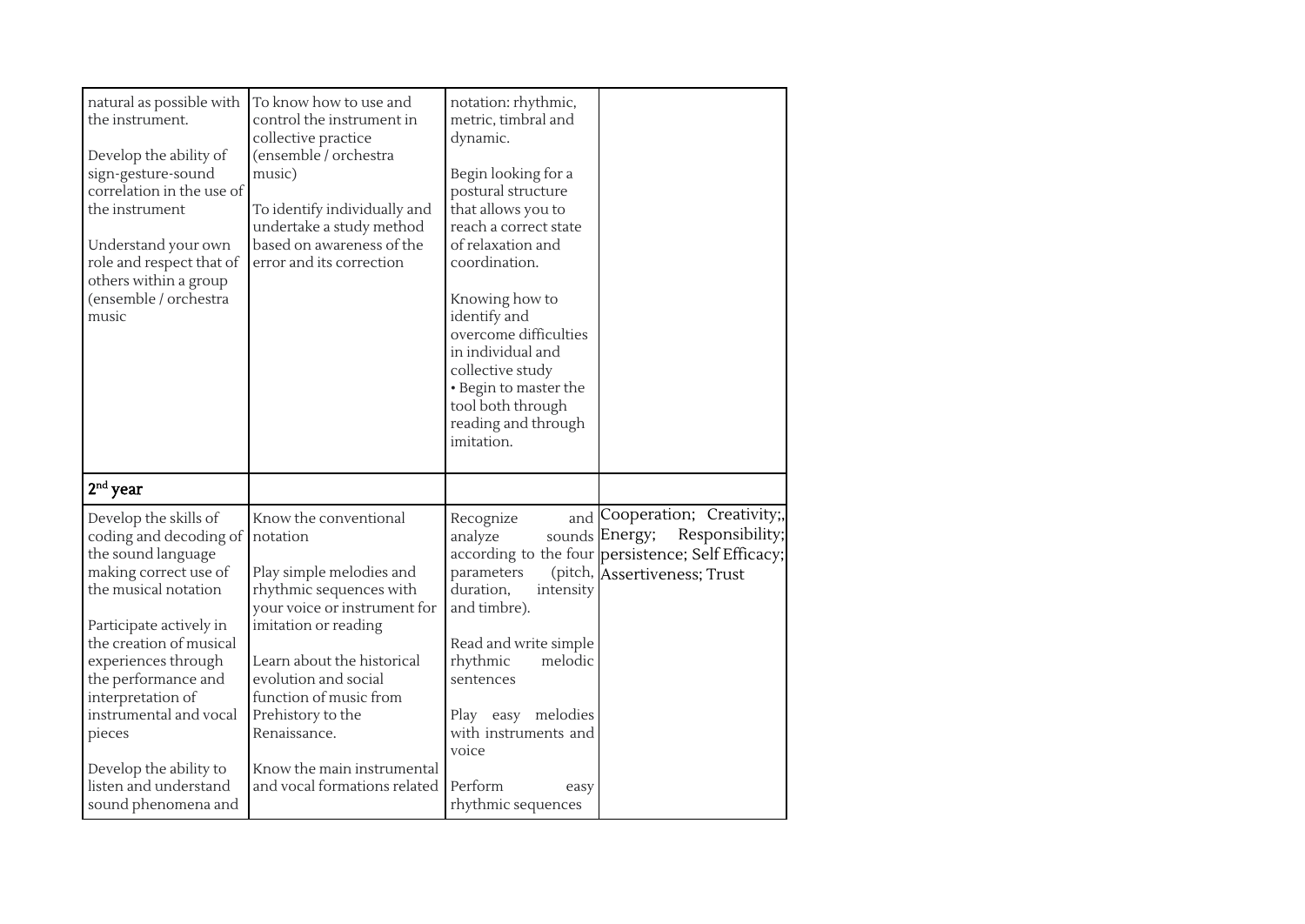| | | | |
|---|---|---|---|
| natural as possible with the instrument.<br><br>Develop the ability of sign-gesture-sound correlation in the use of the instrument<br><br>Understand your own role and respect that of others within a group (ensemble / orchestra music | To know how to use and control the instrument in collective practice (ensemble / orchestra music)<br><br>To identify individually and undertake a study method based on awareness of the error and its correction | notation: rhythmic, metric, timbral and dynamic.<br><br>Begin looking for a postural structure that allows you to reach a correct state of relaxation and coordination.<br><br>Knowing how to identify and overcome difficulties in individual and collective study<br>• Begin to master the tool both through reading and through imitation. | |
| **2nd year** | | | |
| Develop the skills of coding and decoding of the sound language making correct use of the musical notation<br><br>Participate actively in the creation of musical experiences through the performance and interpretation of instrumental and vocal pieces<br><br>Develop the ability to listen and understand sound phenomena and | Know the conventional notation<br><br>Play simple melodies and rhythmic sequences with your voice or instrument for imitation or reading<br><br>Learn about the historical evolution and social function of music from Prehistory to the Renaissance.<br><br>Know the main instrumental and vocal formations related | Recognize and analyze sounds according to the four parameters (pitch, duration, intensity and timbre).<br><br>Read and write simple rhythmic melodic sentences<br><br>Play easy melodies with instruments and voice<br><br>Perform easy rhythmic sequences | Cooperation; Creativity;, Energy; Responsibility; persistence; Self Efficacy; Assertiveness; Trust |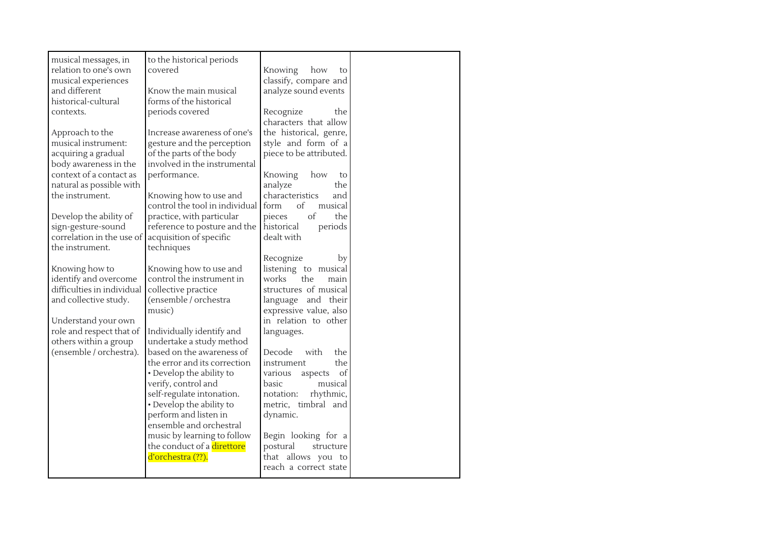| | | | |
|---|---|---|---|
| musical messages, in relation to one's own musical experiences and different historical-cultural contexts.<br><br>Approach to the musical instrument: acquiring a gradual body awareness in the context of a contact as natural as possible with the instrument.<br><br>Develop the ability of sign-gesture-sound correlation in the use of the instrument.<br><br>Knowing how to identify and overcome difficulties in individual and collective study.<br><br>Understand your own role and respect that of others within a group (ensemble / orchestra). | to the historical periods covered<br><br>Know the main musical forms of the historical periods covered<br><br>Increase awareness of one's gesture and the perception of the parts of the body involved in the instrumental performance.<br><br>Knowing how to use and control the tool in individual practice, with particular reference to posture and the acquisition of specific techniques<br><br>Knowing how to use and control the instrument in collective practice (ensemble / orchestra music)<br><br>Individually identify and undertake a study method based on the awareness of the error and its correction<br>• Develop the ability to verify, control and self-regulate intonation.<br>• Develop the ability to perform and listen in ensemble and orchestral music by learning to follow the conduct of a direttore d'orchestra (??). | Knowing how to classify, compare and analyze sound events<br><br>Recognize the characters that allow the historical, genre, style and form of a piece to be attributed.<br><br>Knowing how to analyze the characteristics and form of musical pieces of the historical periods dealt with<br><br>Recognize by listening to musical works the main structures of musical language and their expressive value, also in relation to other languages.<br><br>Decode with the instrument the various aspects of basic musical notation: rhythmic, metric, timbral and dynamic.<br><br>Begin looking for a postural structure that allows you to reach a correct state | |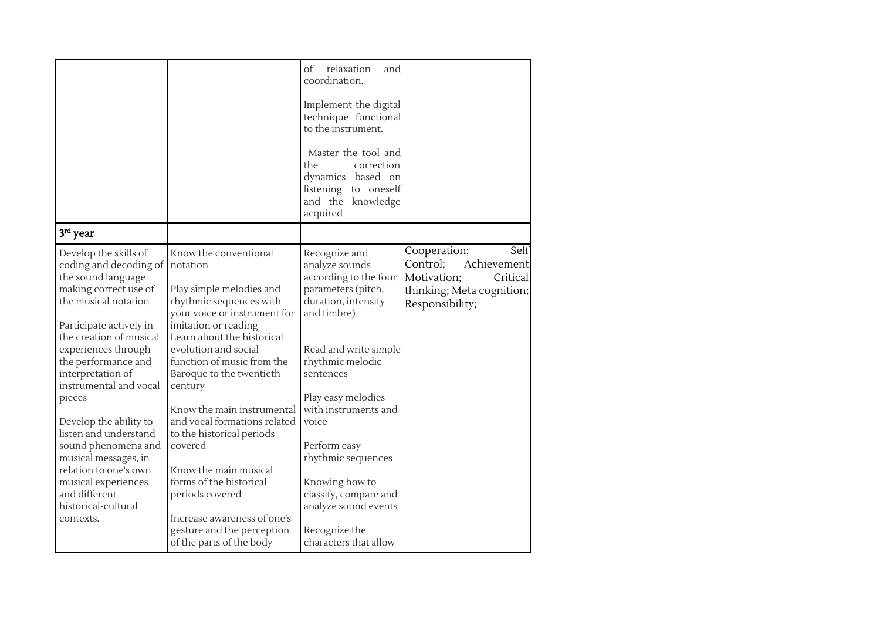| | | | |
|---|---|---|---|
| | | of relaxation and coordination.<br><br>Implement the digital technique functional to the instrument.<br><br>Master the tool and the correction dynamics based on listening to oneself and the knowledge acquired | |
| 3rd year | | | |
| Develop the skills of coding and decoding of the sound language making correct use of the musical notation<br><br>Participate actively in the creation of musical experiences through the performance and interpretation of instrumental and vocal pieces<br><br>Develop the ability to listen and understand sound phenomena and musical messages, in relation to one's own musical experiences and different historical-cultural contexts. | Know the conventional notation<br><br>Play simple melodies and rhythmic sequences with your voice or instrument for imitation or reading<br>Learn about the historical evolution and social function of music from the Baroque to the twentieth century<br><br>Know the main instrumental and vocal formations related to the historical periods covered<br><br>Know the main musical forms of the historical periods covered<br><br>Increase awareness of one's gesture and the perception of the parts of the body | Recognize and analyze sounds according to the four parameters (pitch, duration, intensity and timbre)<br><br>Read and write simple rhythmic melodic sentences<br><br>Play easy melodies with instruments and voice<br><br>Perform easy rhythmic sequences<br><br>Knowing how to classify, compare and analyze sound events<br><br>Recognize the characters that allow | Cooperation; Self Control; Achievement Motivation; Critical thinking; Meta cognition; Responsibility; |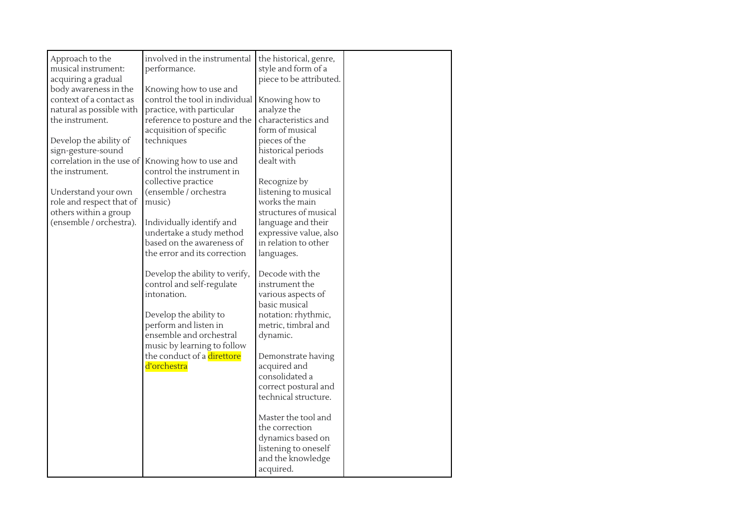| | | | |
|---|---|---|---|
| Approach to the musical instrument: acquiring a gradual body awareness in the context of a contact as natural as possible with the instrument.<br><br>Develop the ability of sign-gesture-sound correlation in the use of the instrument.<br><br>Understand your own role and respect that of others within a group (ensemble / orchestra). | involved in the instrumental performance.<br><br>Knowing how to use and control the tool in individual practice, with particular reference to posture and the acquisition of specific techniques<br><br>Knowing how to use and control the instrument in collective practice (ensemble / orchestra music)<br><br>Individually identify and undertake a study method based on the awareness of the error and its correction<br><br>Develop the ability to verify, control and self-regulate intonation.<br><br>Develop the ability to perform and listen in ensemble and orchestral music by learning to follow the conduct of a direttore d'orchestra | the historical, genre, style and form of a piece to be attributed.<br><br>Knowing how to analyze the characteristics and form of musical pieces of the historical periods dealt with<br><br>Recognize by listening to musical works the main structures of musical language and their expressive value, also in relation to other languages.<br><br>Decode with the instrument the various aspects of basic musical notation: rhythmic, metric, timbral and dynamic.<br><br>Demonstrate having acquired and consolidated a correct postural and technical structure.<br><br>Master the tool and the correction dynamics based on listening to oneself and the knowledge acquired. | |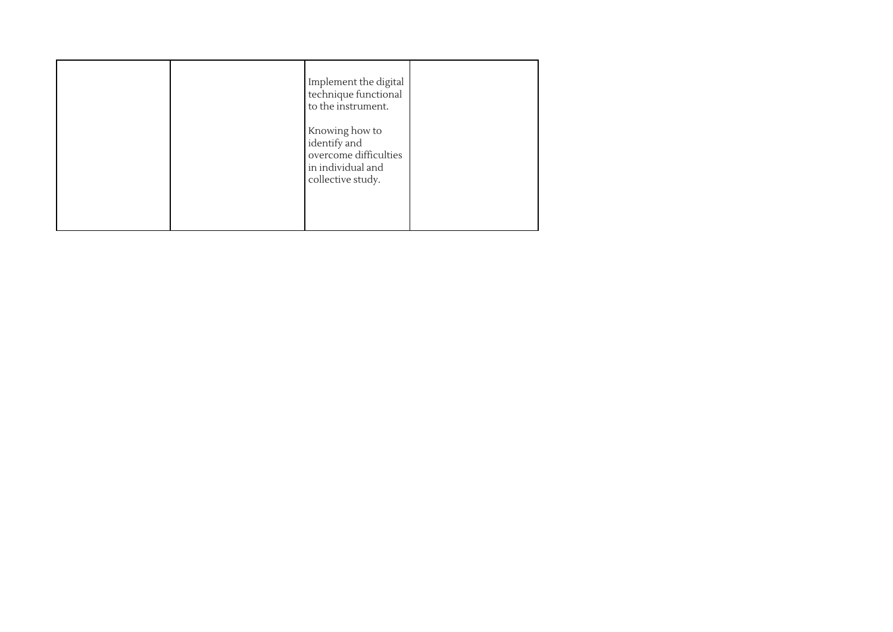| | | | |
|---|---|---|---|
| | | Implement the digital technique functional to the instrument.<br><br>Knowing how to identify and overcome difficulties in individual and collective study. | |